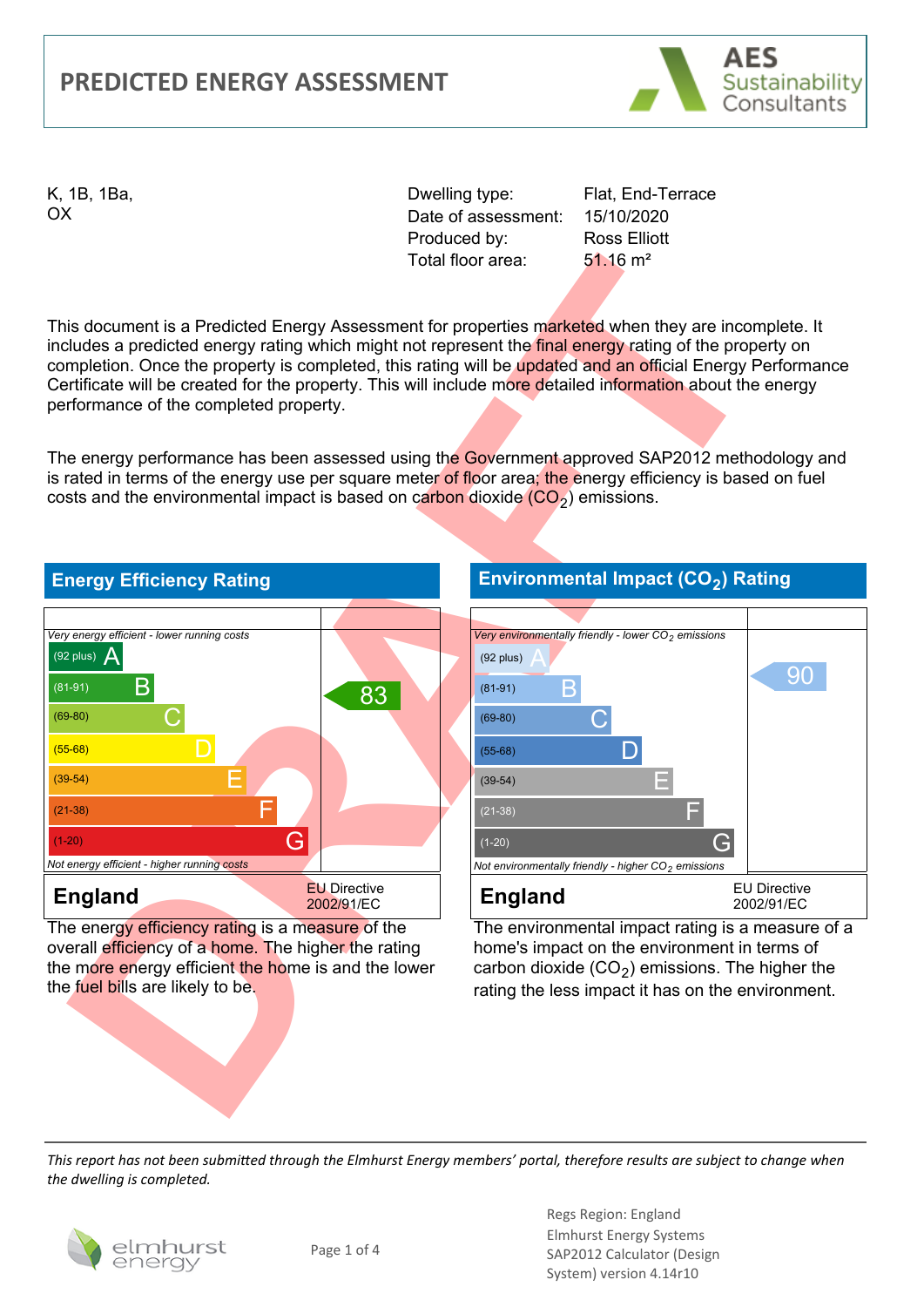# PREDICTED ENERGY ASSESSMENT

AES Sustainability Consultants

K, 1B, 1Ba,
OX

| | |
|---|---|
| Dwelling type: | Flat, End-Terrace |
| Date of assessment: | 15/10/2020 |
| Produced by: | Ross Elliott |
| Total floor area: | 51.16 m² |

This document is a Predicted Energy Assessment for properties marketed when they are incomplete. It includes a predicted energy rating which might not represent the final energy rating of the property on completion. Once the property is completed, this rating will be updated and an official Energy Performance Certificate will be created for the property. This will include more detailed information about the energy performance of the completed property.

The energy performance has been assessed using the Government approved SAP2012 methodology and is rated in terms of the energy use per square meter of floor area; the energy efficiency is based on fuel costs and the environmental impact is based on carbon dioxide ($CO_2$) emissions.

## Energy Efficiency Rating

*Very energy efficient - lower running costs*

| Band | Rating |
|---|---|
| (92 plus) A | |
| (81-91) B | 83 |
| (69-80) C | |
| (55-68) D | |
| (39-54) E | |
| (21-38) F | |
| (1-20) G | |

*Not energy efficient - higher running costs*

**England** EU Directive 2002/91/EC

The energy efficiency rating is a measure of the overall efficiency of a home. The higher the rating the more energy efficient the home is and the lower the fuel bills are likely to be.

## Environmental Impact ($CO_2$) Rating

*Very environmentally friendly - lower $CO_2$ emissions*

| Band | Rating |
|---|---|
| (92 plus) A | 90 |
| (81-91) B | |
| (69-80) C | |
| (55-68) D | |
| (39-54) E | |
| (21-38) F | |
| (1-20) G | |

*Not environmentally friendly - higher $CO_2$ emissions*

**England** EU Directive 2002/91/EC

The environmental impact rating is a measure of a home's impact on the environment in terms of carbon dioxide ($CO_2$) emissions. The higher the rating the less impact it has on the environment.

DRAFT

*This report has not been submitted through the Elmhurst Energy members' portal, therefore results are subject to change when the dwelling is completed.*

elmhurst energy

Regs Region: England
Elmhurst Energy Systems
SAP2012 Calculator (Design System) version 4.14r10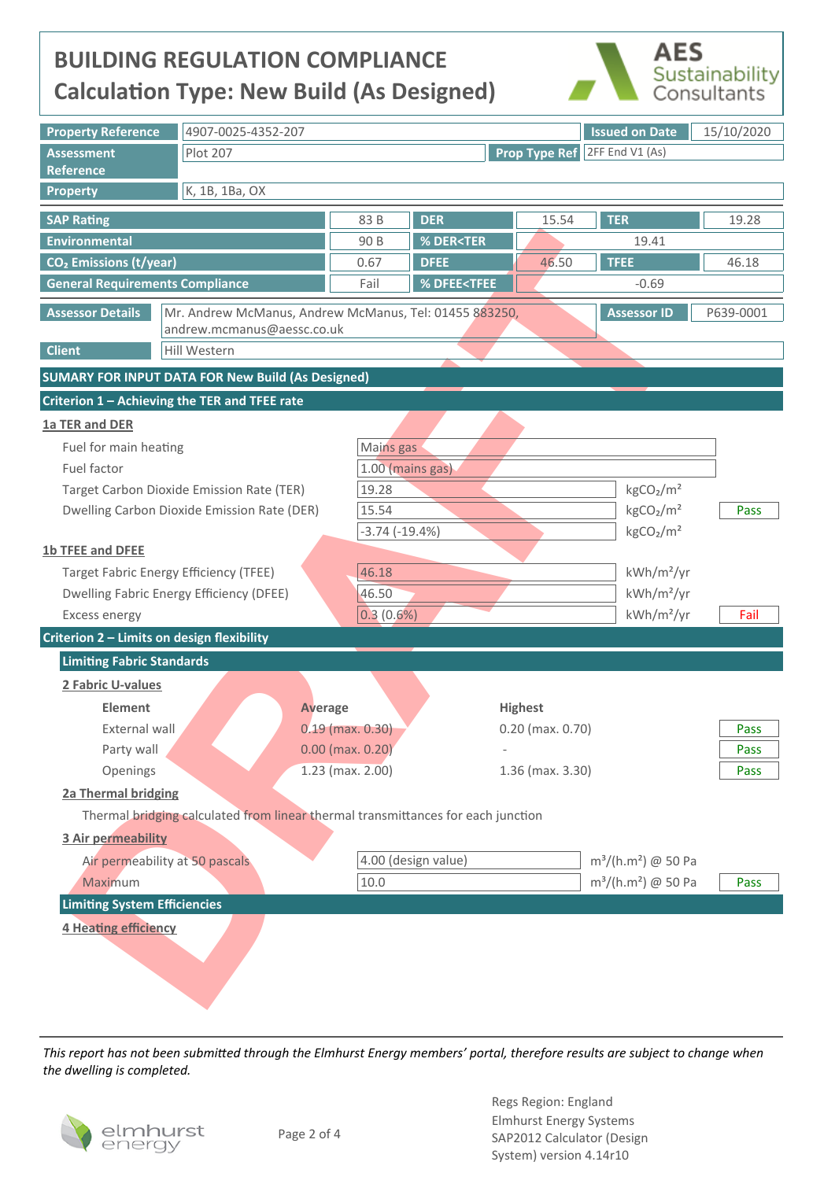# BUILDING REGULATION COMPLIANCE

## Calculation Type: New Build (As Designed)

AES Sustainability Consultants

| Property Reference | 4907-0025-4352-207 | Issued on Date | 15/10/2020 |
|---|---|---|---|
| Assessment Reference | Plot 207 | Prop Type Ref | 2FF End V1 (As) |
| Property | K, 1B, 1Ba, OX | | |

| SAP Rating | 83 B | DER | 15.54 | TER | 19.28 |
|---|---|---|---|---|---|
| Environmental | 90 B | % DER<TER | 19.41 | | |
| $CO_2$ Emissions (t/year) | 0.67 | DFEE | 46.50 | TFEE | 46.18 |
| General Requirements Compliance | Fail | % DFEE<TFEE | -0.69 | | |

| Assessor Details | Mr. Andrew McManus, Andrew McManus, Tel: 01455 883250, andrew.mcmanus@aessc.co.uk | Assessor ID | P639-0001 |
|---|---|---|---|
| Client | Hill Western | | |

## SUMARY FOR INPUT DATA FOR New Build (As Designed)

## Criterion 1 – Achieving the TER and TFEE rate

### 1a TER and DER

| | | | |
|---|---|---|---|
| Fuel for main heating | Mains gas | | |
| Fuel factor | 1.00 (mains gas) | | |
| Target Carbon Dioxide Emission Rate (TER) | 19.28 | $kgCO_2/m^2$ | |
| Dwelling Carbon Dioxide Emission Rate (DER) | 15.54 | $kgCO_2/m^2$ | Pass |
| | -3.74 (-19.4%) | $kgCO_2/m^2$ | |

### 1b TFEE and DFEE

| | | | |
|---|---|---|---|
| Target Fabric Energy Efficiency (TFEE) | 46.18 | $kWh/m^2/yr$ | |
| Dwelling Fabric Energy Efficiency (DFEE) | 46.50 | $kWh/m^2/yr$ | |
| Excess energy | 0.3 (0.6%) | $kWh/m^2/yr$ | Fail |

## Criterion 2 – Limits on design flexibility

### Limiting Fabric Standards

#### 2 Fabric U-values

| Element | Average | Highest | |
|---|---|---|---|
| External wall | 0.19 (max. 0.30) | 0.20 (max. 0.70) | Pass |
| Party wall | 0.00 (max. 0.20) | - | Pass |
| Openings | 1.23 (max. 2.00) | 1.36 (max. 3.30) | Pass |

#### 2a Thermal bridging

Thermal bridging calculated from linear thermal transmittances for each junction

#### 3 Air permeability

| | | | |
|---|---|---|---|
| Air permeability at 50 pascals | 4.00 (design value) | $m^3/(h.m^2)$ @ 50 Pa | |
| Maximum | 10.0 | $m^3/(h.m^2)$ @ 50 Pa | Pass |

### Limiting System Efficiencies

#### 4 Heating efficiency

*This report has not been submitted through the Elmhurst Energy members' portal, therefore results are subject to change when the dwelling is completed.*

elmhurst energy

Regs Region: England
Elmhurst Energy Systems
SAP2012 Calculator (Design System) version 4.14r10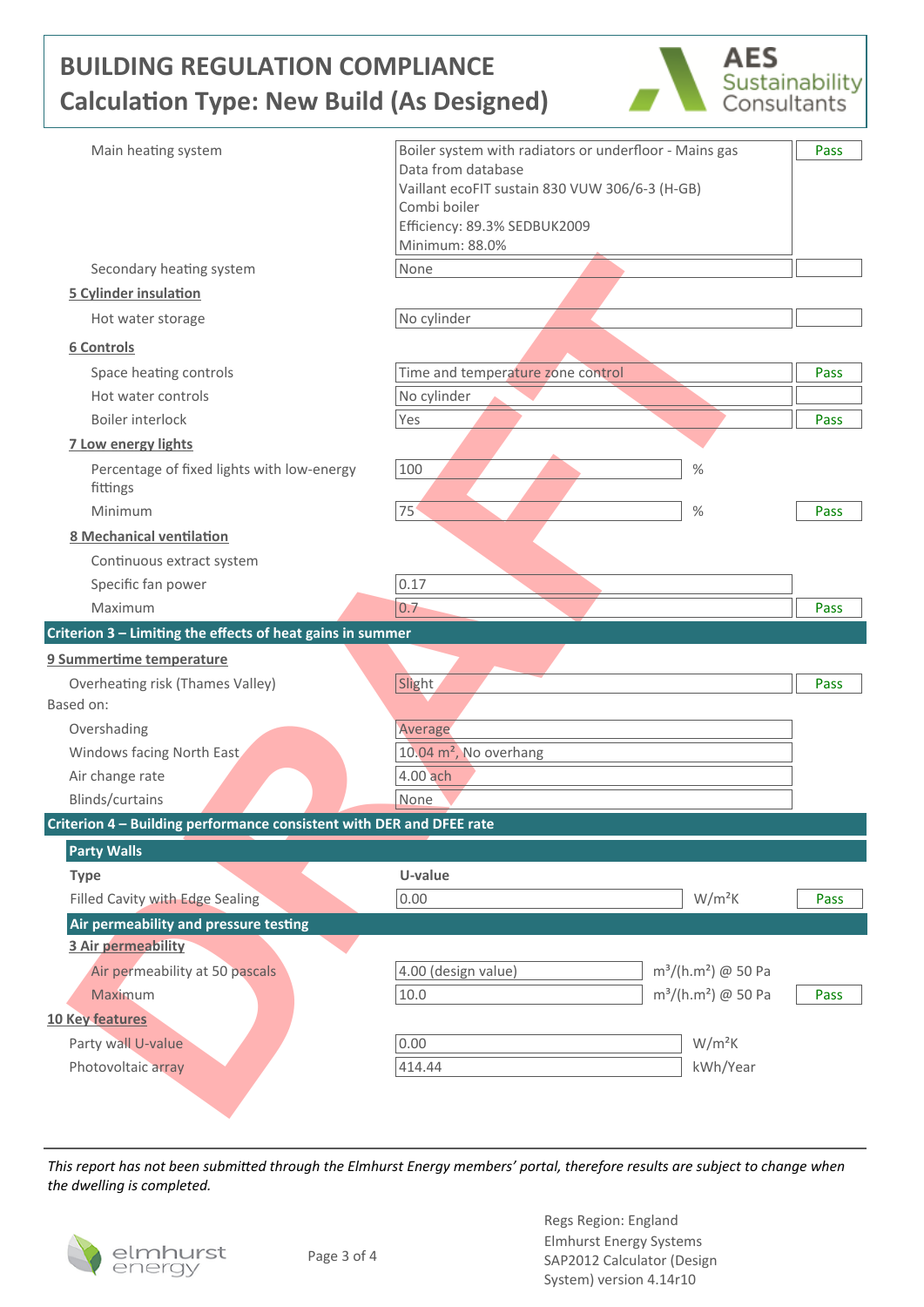# BUILDING REGULATION COMPLIANCE

## Calculation Type: New Build (As Designed)

| | | |
|---|---|---|
| Main heating system | Boiler system with radiators or underfloor - Mains gas<br>Data from database<br>Vaillant ecoFIT sustain 830 VUW 306/6-3 (H-GB)<br>Combi boiler<br>Efficiency: 89.3% SEDBUK2009<br>Minimum: 88.0% | Pass |
| Secondary heating system | None | |

**5 Cylinder insulation**

| | | |
|---|---|---|
| Hot water storage | No cylinder | |

**6 Controls**

| | | |
|---|---|---|
| Space heating controls | Time and temperature zone control | Pass |
| Hot water controls | No cylinder | |
| Boiler interlock | Yes | Pass |

**7 Low energy lights**

| | | |
|---|---|---|
| Percentage of fixed lights with low-energy fittings | 100 % | |
| Minimum | 75 % | Pass |

**8 Mechanical ventilation**

| | | |
|---|---|---|
| Continuous extract system | | |
| Specific fan power | 0.17 | |
| Maximum | 0.7 | Pass |

## Criterion 3 – Limiting the effects of heat gains in summer

**9 Summertime temperature**

| | | |
|---|---|---|
| Overheating risk (Thames Valley) | Slight | Pass |

Based on:

| | |
|---|---|
| Overshading | Average |
| Windows facing North East | 10.04 m², No overhang |
| Air change rate | 4.00 ach |
| Blinds/curtains | None |

## Criterion 4 – Building performance consistent with DER and DFEE rate

### Party Walls

| Type | U-value | | |
|---|---|---|---|
| Filled Cavity with Edge Sealing | 0.00 | W/m²K | Pass |

### Air permeability and pressure testing

**3 Air permeability**

| | | | |
|---|---|---|---|
| Air permeability at 50 pascals | 4.00 (design value) | m³/(h.m²) @ 50 Pa | |
| Maximum | 10.0 | m³/(h.m²) @ 50 Pa | Pass |

**10 Key features**

| | | |
|---|---|---|
| Party wall U-value | 0.00 | W/m²K |
| Photovoltaic array | 414.44 | kWh/Year |

*This report has not been submitted through the Elmhurst Energy members' portal, therefore results are subject to change when the dwelling is completed.*

Regs Region: England
Elmhurst Energy Systems
SAP2012 Calculator (Design System) version 4.14r10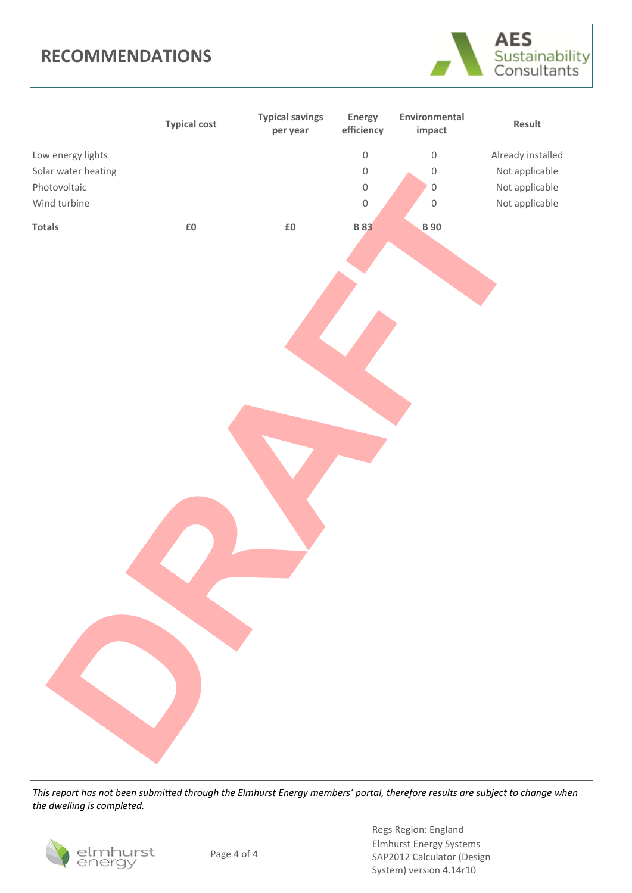# RECOMMENDATIONS

| | Typical cost | Typical savings per year | Energy efficiency | Environmental impact | Result |
|---|---|---|---|---|---|
| Low energy lights | | | 0 | 0 | Already installed |
| Solar water heating | | | 0 | 0 | Not applicable |
| Photovoltaic | | | 0 | 0 | Not applicable |
| Wind turbine | | | 0 | 0 | Not applicable |
| **Totals** | **£0** | **£0** | **B 83** | **B 90** | |

DRAFT

*This report has not been submitted through the Elmhurst Energy members' portal, therefore results are subject to change when the dwelling is completed.*

Regs Region: England
Elmhurst Energy Systems
SAP2012 Calculator (Design System) version 4.14r10